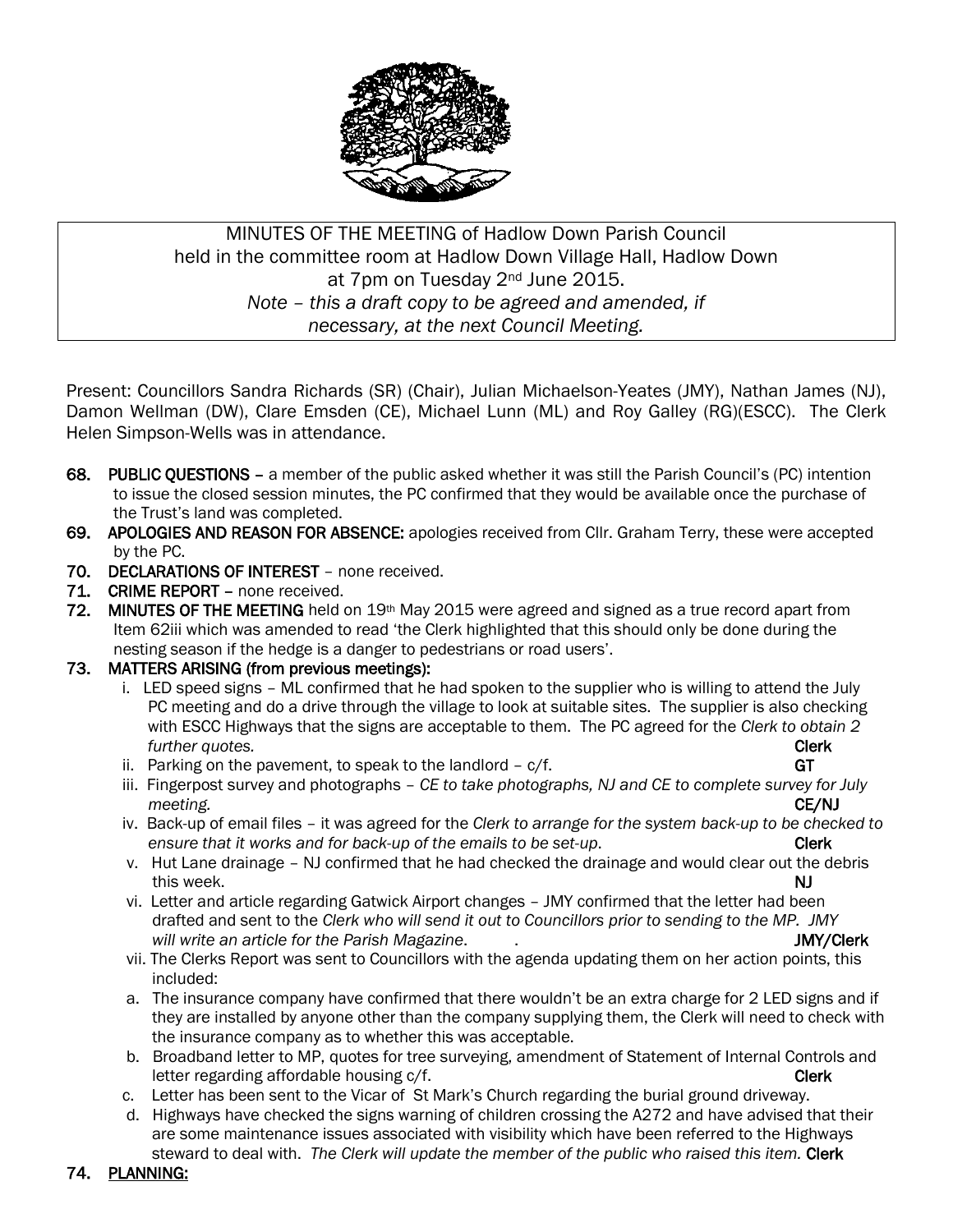MINUTES OF THE MEETING of Hadlow Down Parish Council
held in the committee room at Hadlow Down Village Hall, Hadlow Down
at 7pm on Tuesday 2nd June 2015.
*Note – this a draft copy to be agreed and amended, if necessary, at the next Council Meeting.*

Present: Councillors Sandra Richards (SR) (Chair), Julian Michaelson-Yeates (JMY), Nathan James (NJ), Damon Wellman (DW), Clare Emsden (CE), Michael Lunn (ML) and Roy Galley (RG)(ESCC). The Clerk Helen Simpson-Wells was in attendance.

**68. PUBLIC QUESTIONS** – a member of the public asked whether it was still the Parish Council's (PC) intention to issue the closed session minutes, the PC confirmed that they would be available once the purchase of the Trust's land was completed.

**69. APOLOGIES AND REASON FOR ABSENCE:** apologies received from Cllr. Graham Terry, these were accepted by the PC.

**70. DECLARATIONS OF INTEREST** – none received.

**71. CRIME REPORT** – none received.

**72. MINUTES OF THE MEETING** held on 19th May 2015 were agreed and signed as a true record apart from Item 62iii which was amended to read 'the Clerk highlighted that this should only be done during the nesting season if the hedge is a danger to pedestrians or road users'.

**73. MATTERS ARISING (from previous meetings):**

i. LED speed signs – ML confirmed that he had spoken to the supplier who is willing to attend the July PC meeting and do a drive through the village to look at suitable sites. The supplier is also checking with ESCC Highways that the signs are acceptable to them. The PC agreed for the *Clerk to obtain 2 further quotes.* **Clerk**

ii. Parking on the pavement, to speak to the landlord – c/f. **GT**

iii. Fingerpost survey and photographs – *CE to take photographs, NJ and CE to complete survey for July meeting.* **CE/NJ**

iv. Back-up of email files – it was agreed for the *Clerk to arrange for the system back-up to be checked to ensure that it works and for back-up of the emails to be set-up*. **Clerk**

v. Hut Lane drainage – NJ confirmed that he had checked the drainage and would clear out the debris this week. **NJ**

vi. Letter and article regarding Gatwick Airport changes – JMY confirmed that the letter had been drafted and sent to the *Clerk who will send it out to Councillors prior to sending to the MP. JMY will write an article for the Parish Magazine*. . **JMY/Clerk**

vii. The Clerks Report was sent to Councillors with the agenda updating them on her action points, this included:

a. The insurance company have confirmed that there wouldn't be an extra charge for 2 LED signs and if they are installed by anyone other than the company supplying them, the Clerk will need to check with the insurance company as to whether this was acceptable.

b. Broadband letter to MP, quotes for tree surveying, amendment of Statement of Internal Controls and letter regarding affordable housing c/f. **Clerk**

c. Letter has been sent to the Vicar of St Mark's Church regarding the burial ground driveway.

d. Highways have checked the signs warning of children crossing the A272 and have advised that their are some maintenance issues associated with visibility which have been referred to the Highways steward to deal with. *The Clerk will update the member of the public who raised this item.* **Clerk**

**74. PLANNING:**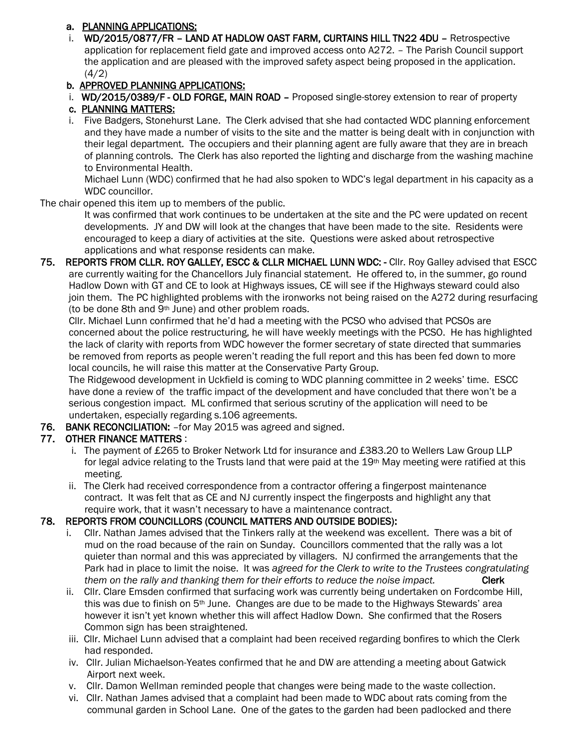a. **PLANNING APPLICATIONS:**

i. **WD/2015/0877/FR – LAND AT HADLOW OAST FARM, CURTAINS HILL TN22 4DU –** Retrospective application for replacement field gate and improved access onto A272. – The Parish Council support the application and are pleased with the improved safety aspect being proposed in the application. (4/2)

b. **APPROVED PLANNING APPLICATIONS:**

i. **WD/2015/0389/F - OLD FORGE, MAIN ROAD –** Proposed single-storey extension to rear of property

c. **PLANNING MATTERS:**

i. Five Badgers, Stonehurst Lane. The Clerk advised that she had contacted WDC planning enforcement and they have made a number of visits to the site and the matter is being dealt with in conjunction with their legal department. The occupiers and their planning agent are fully aware that they are in breach of planning controls. The Clerk has also reported the lighting and discharge from the washing machine to Environmental Health.

Michael Lunn (WDC) confirmed that he had also spoken to WDC's legal department in his capacity as a WDC councillor.

The chair opened this item up to members of the public.

It was confirmed that work continues to be undertaken at the site and the PC were updated on recent developments. JY and DW will look at the changes that have been made to the site. Residents were encouraged to keep a diary of activities at the site. Questions were asked about retrospective applications and what response residents can make.

**75. REPORTS FROM CLLR. ROY GALLEY, ESCC & CLLR MICHAEL LUNN WDC: -** Cllr. Roy Galley advised that ESCC are currently waiting for the Chancellors July financial statement. He offered to, in the summer, go round Hadlow Down with GT and CE to look at Highways issues, CE will see if the Highways steward could also join them. The PC highlighted problems with the ironworks not being raised on the A272 during resurfacing (to be done 8th and 9th June) and other problem roads.

Cllr. Michael Lunn confirmed that he'd had a meeting with the PCSO who advised that PCSOs are concerned about the police restructuring, he will have weekly meetings with the PCSO. He has highlighted the lack of clarity with reports from WDC however the former secretary of state directed that summaries be removed from reports as people weren't reading the full report and this has been fed down to more local councils, he will raise this matter at the Conservative Party Group.

The Ridgewood development in Uckfield is coming to WDC planning committee in 2 weeks' time. ESCC have done a review of the traffic impact of the development and have concluded that there won't be a serious congestion impact. ML confirmed that serious scrutiny of the application will need to be undertaken, especially regarding s.106 agreements.

**76. BANK RECONCILIATION:** –for May 2015 was agreed and signed.

**77. OTHER FINANCE MATTERS** :

i. The payment of £265 to Broker Network Ltd for insurance and £383.20 to Wellers Law Group LLP for legal advice relating to the Trusts land that were paid at the 19th May meeting were ratified at this meeting.

ii. The Clerk had received correspondence from a contractor offering a fingerpost maintenance contract. It was felt that as CE and NJ currently inspect the fingerposts and highlight any that require work, that it wasn't necessary to have a maintenance contract.

**78. REPORTS FROM COUNCILLORS (COUNCIL MATTERS AND OUTSIDE BODIES):**

i. Cllr. Nathan James advised that the Tinkers rally at the weekend was excellent. There was a bit of mud on the road because of the rain on Sunday. Councillors commented that the rally was a lot quieter than normal and this was appreciated by villagers. NJ confirmed the arrangements that the Park had in place to limit the noise. It was *agreed for the Clerk to write to the Trustees congratulating them on the rally and thanking them for their efforts to reduce the noise impact.* **Clerk**

ii. Cllr. Clare Emsden confirmed that surfacing work was currently being undertaken on Fordcombe Hill, this was due to finish on 5th June. Changes are due to be made to the Highways Stewards' area however it isn't yet known whether this will affect Hadlow Down. She confirmed that the Rosers Common sign has been straightened.

iii. Cllr. Michael Lunn advised that a complaint had been received regarding bonfires to which the Clerk had responded.

iv. Cllr. Julian Michaelson-Yeates confirmed that he and DW are attending a meeting about Gatwick Airport next week.

v. Cllr. Damon Wellman reminded people that changes were being made to the waste collection.

vi. Cllr. Nathan James advised that a complaint had been made to WDC about rats coming from the communal garden in School Lane. One of the gates to the garden had been padlocked and there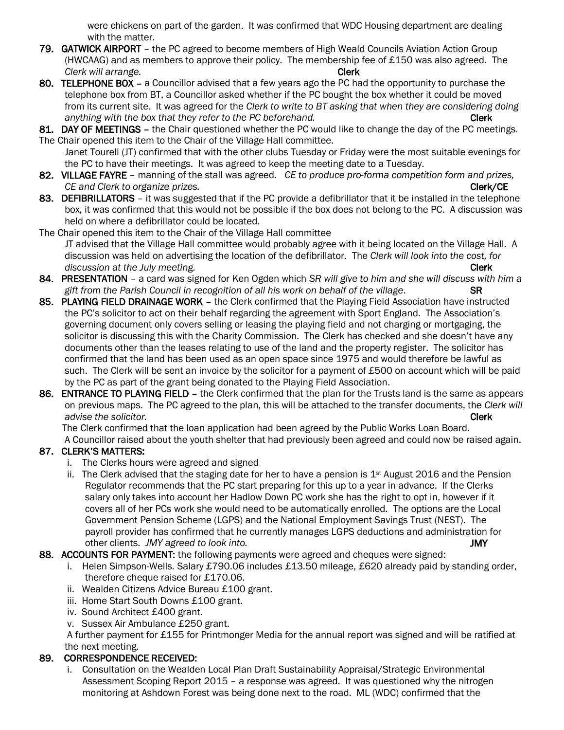were chickens on part of the garden. It was confirmed that WDC Housing department are dealing with the matter.

**79. GATWICK AIRPORT** – the PC agreed to become members of High Weald Councils Aviation Action Group (HWCAAG) and as members to approve their policy. The membership fee of £150 was also agreed. The *Clerk will arrange.* **Clerk**

**80. TELEPHONE BOX** – a Councillor advised that a few years ago the PC had the opportunity to purchase the telephone box from BT, a Councillor asked whether if the PC bought the box whether it could be moved from its current site. It was agreed for the *Clerk to write to BT asking that when they are considering doing anything with the box that they refer to the PC beforehand.* **Clerk**

**81. DAY OF MEETINGS** – the Chair questioned whether the PC would like to change the day of the PC meetings.

The Chair opened this item to the Chair of the Village Hall committee.

Janet Tourell (JT) confirmed that with the other clubs Tuesday or Friday were the most suitable evenings for the PC to have their meetings. It was agreed to keep the meeting date to a Tuesday.

**82. VILLAGE FAYRE** – manning of the stall was agreed. *CE to produce pro-forma competition form and prizes, CE and Clerk to organize prizes.* **Clerk/CE**

**83. DEFIBRILLATORS** – it was suggested that if the PC provide a defibrillator that it be installed in the telephone box, it was confirmed that this would not be possible if the box does not belong to the PC. A discussion was held on where a defibrillator could be located.

The Chair opened this item to the Chair of the Village Hall committee

JT advised that the Village Hall committee would probably agree with it being located on the Village Hall. A discussion was held on advertising the location of the defibrillator. The *Clerk will look into the cost, for discussion at the July meeting.* **Clerk**

**84. PRESENTATION** – a card was signed for Ken Ogden which *SR will give to him and she will discuss with him a gift from the Parish Council in recognition of all his work on behalf of the village*. **SR**

**85. PLAYING FIELD DRAINAGE WORK** – the Clerk confirmed that the Playing Field Association have instructed the PC's solicitor to act on their behalf regarding the agreement with Sport England. The Association's governing document only covers selling or leasing the playing field and not charging or mortgaging, the solicitor is discussing this with the Charity Commission. The Clerk has checked and she doesn't have any documents other than the leases relating to use of the land and the property register. The solicitor has confirmed that the land has been used as an open space since 1975 and would therefore be lawful as such. The Clerk will be sent an invoice by the solicitor for a payment of £500 on account which will be paid by the PC as part of the grant being donated to the Playing Field Association.

**86. ENTRANCE TO PLAYING FIELD** – the Clerk confirmed that the plan for the Trusts land is the same as appears on previous maps. The PC agreed to the plan, this will be attached to the transfer documents, the *Clerk will advise the solicitor.* **Clerk**

The Clerk confirmed that the loan application had been agreed by the Public Works Loan Board.

A Councillor raised about the youth shelter that had previously been agreed and could now be raised again.

**87. CLERK'S MATTERS:**

i. The Clerks hours were agreed and signed

ii. The Clerk advised that the staging date for her to have a pension is 1st August 2016 and the Pension Regulator recommends that the PC start preparing for this up to a year in advance. If the Clerks salary only takes into account her Hadlow Down PC work she has the right to opt in, however if it covers all of her PCs work she would need to be automatically enrolled. The options are the Local Government Pension Scheme (LGPS) and the National Employment Savings Trust (NEST). The payroll provider has confirmed that he currently manages LGPS deductions and administration for other clients. *JMY agreed to look into.* **JMY**

**88. ACCOUNTS FOR PAYMENT:** the following payments were agreed and cheques were signed:

i. Helen Simpson-Wells. Salary £790.06 includes £13.50 mileage, £620 already paid by standing order, therefore cheque raised for £170.06.

ii. Wealden Citizens Advice Bureau £100 grant.

iii. Home Start South Downs £100 grant.

iv. Sound Architect £400 grant.

v. Sussex Air Ambulance £250 grant.

A further payment for £155 for Printmonger Media for the annual report was signed and will be ratified at the next meeting.

**89. CORRESPONDENCE RECEIVED:**

i. Consultation on the Wealden Local Plan Draft Sustainability Appraisal/Strategic Environmental Assessment Scoping Report 2015 – a response was agreed. It was questioned why the nitrogen monitoring at Ashdown Forest was being done next to the road. ML (WDC) confirmed that the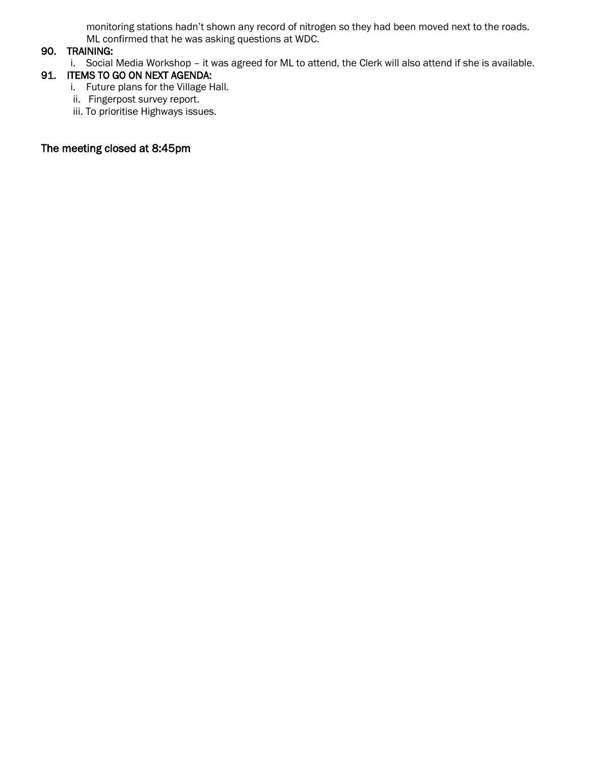monitoring stations hadn't shown any record of nitrogen so they had been moved next to the roads. ML confirmed that he was asking questions at WDC.

**90. TRAINING:**

i. Social Media Workshop – it was agreed for ML to attend, the Clerk will also attend if she is available.

**91. ITEMS TO GO ON NEXT AGENDA:**

i. Future plans for the Village Hall.
ii. Fingerpost survey report.
iii. To prioritise Highways issues.

The meeting closed at 8:45pm